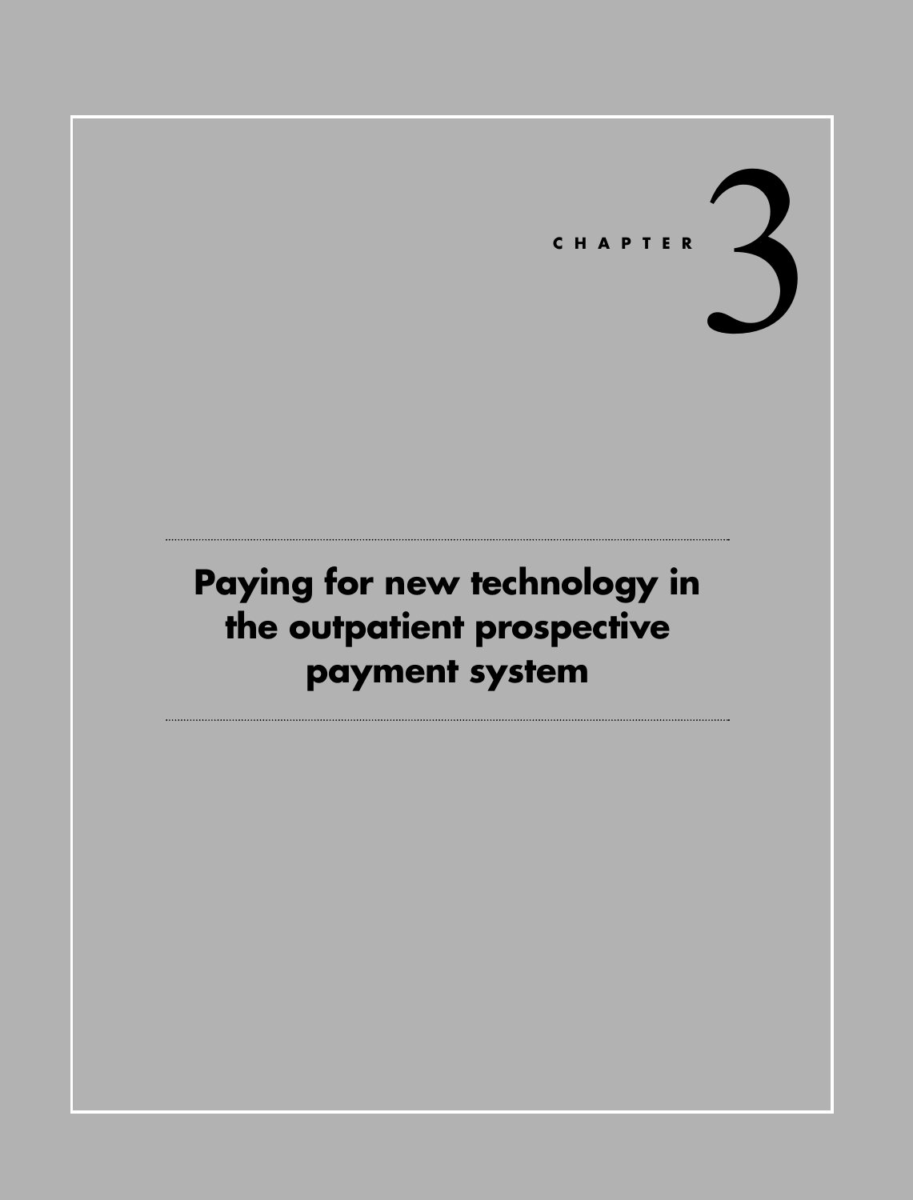CHAPTER 3

# Paying for new technology in the outpatient prospective payment system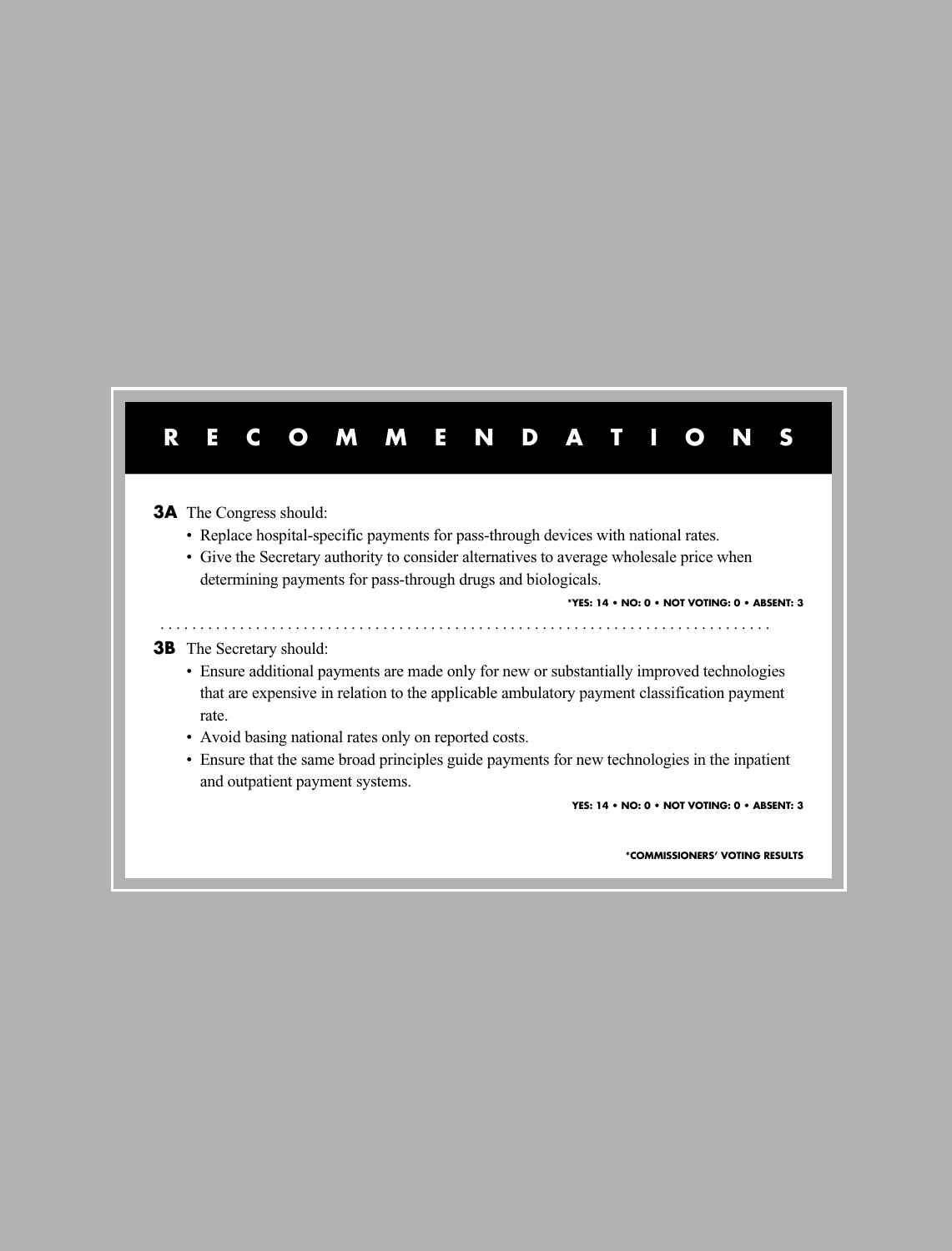## RECOMMENDATIONS

**3A** The Congress should:

- Replace hospital-specific payments for pass-through devices with national rates.
- Give the Secretary authority to consider alternatives to average wholesale price when determining payments for pass-through drugs and biologicals.

**\*YES: 14 • NO: 0 • NOT VOTING: 0 • ABSENT: 3**

---

**3B** The Secretary should:

- Ensure additional payments are made only for new or substantially improved technologies that are expensive in relation to the applicable ambulatory payment classification payment rate.
- Avoid basing national rates only on reported costs.
- Ensure that the same broad principles guide payments for new technologies in the inpatient and outpatient payment systems.

**YES: 14 • NO: 0 • NOT VOTING: 0 • ABSENT: 3**

**\*COMMISSIONERS' VOTING RESULTS**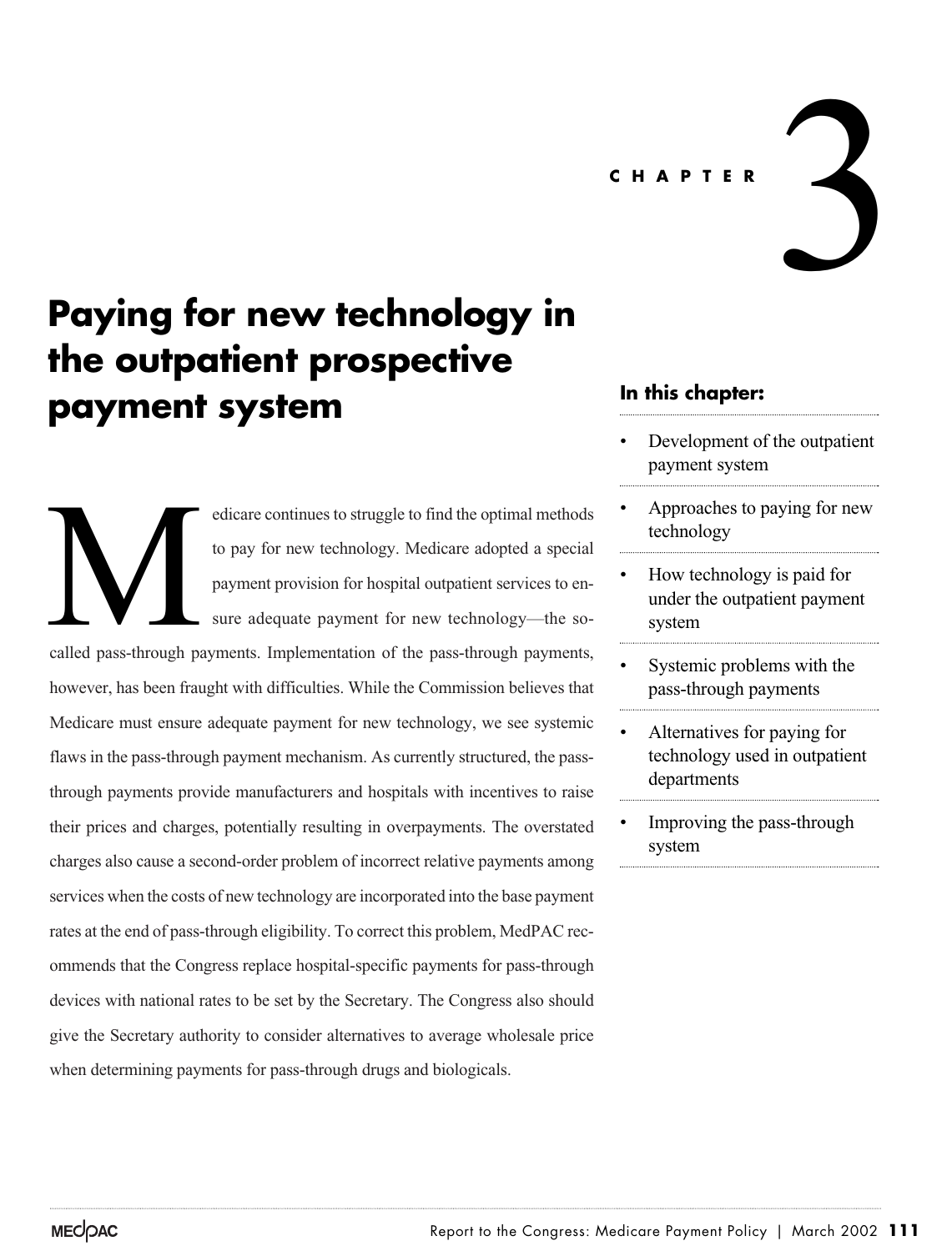# CHAPTER 3

# Paying for new technology in the outpatient prospective payment system

Medicare continues to struggle to find the optimal methods to pay for new technology. Medicare adopted a special payment provision for hospital outpatient services to ensure adequate payment for new technology—the so-called pass-through payments. Implementation of the pass-through payments, however, has been fraught with difficulties. While the Commission believes that Medicare must ensure adequate payment for new technology, we see systemic flaws in the pass-through payment mechanism. As currently structured, the pass-through payments provide manufacturers and hospitals with incentives to raise their prices and charges, potentially resulting in overpayments. The overstated charges also cause a second-order problem of incorrect relative payments among services when the costs of new technology are incorporated into the base payment rates at the end of pass-through eligibility. To correct this problem, MedPAC recommends that the Congress replace hospital-specific payments for pass-through devices with national rates to be set by the Secretary. The Congress also should give the Secretary authority to consider alternatives to average wholesale price when determining payments for pass-through drugs and biologicals.

**In this chapter:**

- Development of the outpatient payment system
- Approaches to paying for new technology
- How technology is paid for under the outpatient payment system
- Systemic problems with the pass-through payments
- Alternatives for paying for technology used in outpatient departments
- Improving the pass-through system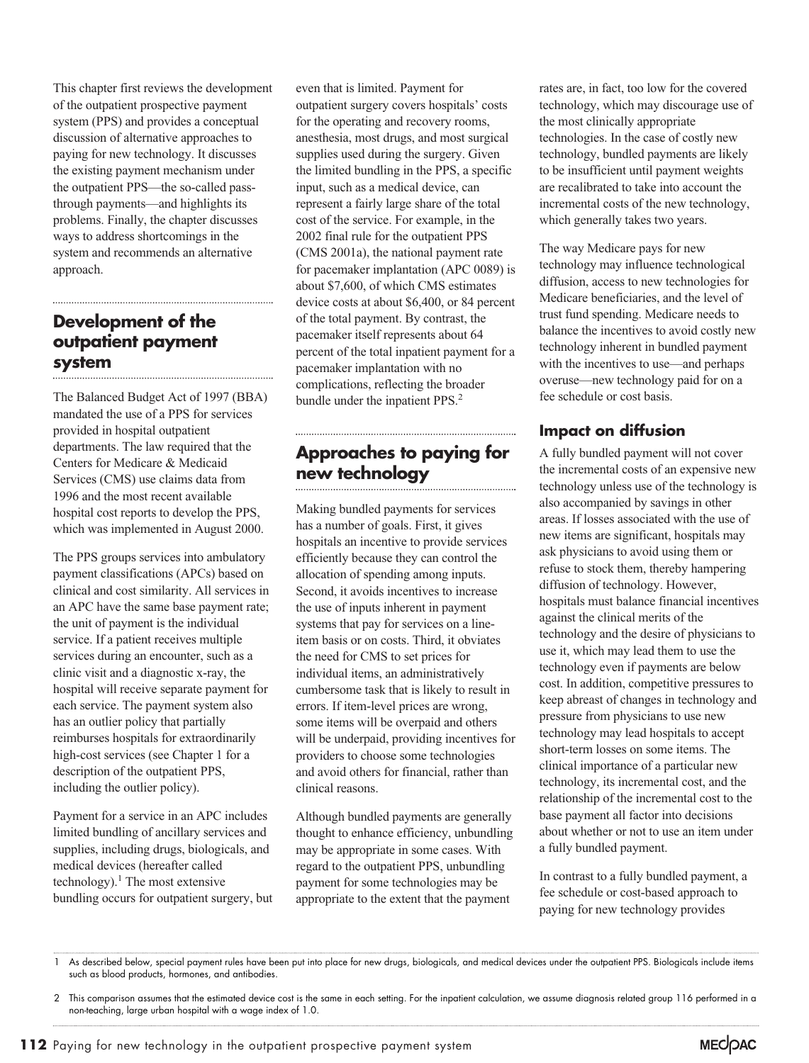This chapter first reviews the development of the outpatient prospective payment system (PPS) and provides a conceptual discussion of alternative approaches to paying for new technology. It discusses the existing payment mechanism under the outpatient PPS—the so-called pass-through payments—and highlights its problems. Finally, the chapter discusses ways to address shortcomings in the system and recommends an alternative approach.

## Development of the outpatient payment system

The Balanced Budget Act of 1997 (BBA) mandated the use of a PPS for services provided in hospital outpatient departments. The law required that the Centers for Medicare & Medicaid Services (CMS) use claims data from 1996 and the most recent available hospital cost reports to develop the PPS, which was implemented in August 2000.

The PPS groups services into ambulatory payment classifications (APCs) based on clinical and cost similarity. All services in an APC have the same base payment rate; the unit of payment is the individual service. If a patient receives multiple services during an encounter, such as a clinic visit and a diagnostic x-ray, the hospital will receive separate payment for each service. The payment system also has an outlier policy that partially reimburses hospitals for extraordinarily high-cost services (see Chapter 1 for a description of the outpatient PPS, including the outlier policy).

Payment for a service in an APC includes limited bundling of ancillary services and supplies, including drugs, biologicals, and medical devices (hereafter called technology).[1] The most extensive bundling occurs for outpatient surgery, but even that is limited. Payment for outpatient surgery covers hospitals' costs for the operating and recovery rooms, anesthesia, most drugs, and most surgical supplies used during the surgery. Given the limited bundling in the PPS, a specific input, such as a medical device, can represent a fairly large share of the total cost of the service. For example, in the 2002 final rule for the outpatient PPS (CMS 2001a), the national payment rate for pacemaker implantation (APC 0089) is about $7,600, of which CMS estimates device costs at about $6,400, or 84 percent of the total payment. By contrast, the pacemaker itself represents about 64 percent of the total inpatient payment for a pacemaker implantation with no complications, reflecting the broader bundle under the inpatient PPS.[2]

## Approaches to paying for new technology

Making bundled payments for services has a number of goals. First, it gives hospitals an incentive to provide services efficiently because they can control the allocation of spending among inputs. Second, it avoids incentives to increase the use of inputs inherent in payment systems that pay for services on a line-item basis or on costs. Third, it obviates the need for CMS to set prices for individual items, an administratively cumbersome task that is likely to result in errors. If item-level prices are wrong, some items will be overpaid and others will be underpaid, providing incentives for providers to choose some technologies and avoid others for financial, rather than clinical reasons.

Although bundled payments are generally thought to enhance efficiency, unbundling may be appropriate in some cases. With regard to the outpatient PPS, unbundling payment for some technologies may be appropriate to the extent that the payment rates are, in fact, too low for the covered technology, which may discourage use of the most clinically appropriate technologies. In the case of costly new technology, bundled payments are likely to be insufficient until payment weights are recalibrated to take into account the incremental costs of the new technology, which generally takes two years.

The way Medicare pays for new technology may influence technological diffusion, access to new technologies for Medicare beneficiaries, and the level of trust fund spending. Medicare needs to balance the incentives to avoid costly new technology inherent in bundled payment with the incentives to use—and perhaps overuse—new technology paid for on a fee schedule or cost basis.

### Impact on diffusion

A fully bundled payment will not cover the incremental costs of an expensive new technology unless use of the technology is also accompanied by savings in other areas. If losses associated with the use of new items are significant, hospitals may ask physicians to avoid using them or refuse to stock them, thereby hampering diffusion of technology. However, hospitals must balance financial incentives against the clinical merits of the technology and the desire of physicians to use it, which may lead them to use the technology even if payments are below cost. In addition, competitive pressures to keep abreast of changes in technology and pressure from physicians to use new technology may lead hospitals to accept short-term losses on some items. The clinical importance of a particular new technology, its incremental cost, and the relationship of the incremental cost to the base payment all factor into decisions about whether or not to use an item under a fully bundled payment.

In contrast to a fully bundled payment, a fee schedule or cost-based approach to paying for new technology provides

---

1 As described below, special payment rules have been put into place for new drugs, biologicals, and medical devices under the outpatient PPS. Biologicals include items such as blood products, hormones, and antibodies.

2 This comparison assumes that the estimated device cost is the same in each setting. For the inpatient calculation, we assume diagnosis related group 116 performed in a non-teaching, large urban hospital with a wage index of 1.0.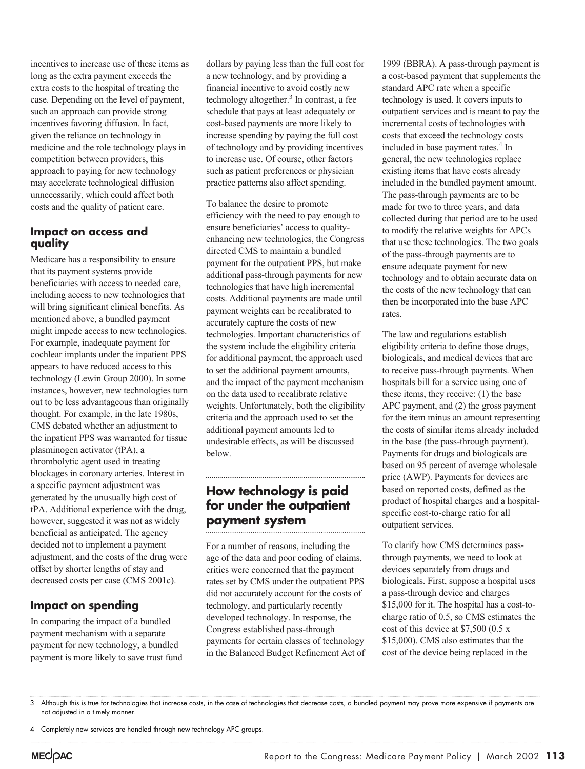incentives to increase use of these items as long as the extra payment exceeds the extra costs to the hospital of treating the case. Depending on the level of payment, such an approach can provide strong incentives favoring diffusion. In fact, given the reliance on technology in medicine and the role technology plays in competition between providers, this approach to paying for new technology may accelerate technological diffusion unnecessarily, which could affect both costs and the quality of patient care.

### Impact on access and quality

Medicare has a responsibility to ensure that its payment systems provide beneficiaries with access to needed care, including access to new technologies that will bring significant clinical benefits. As mentioned above, a bundled payment might impede access to new technologies. For example, inadequate payment for cochlear implants under the inpatient PPS appears to have reduced access to this technology (Lewin Group 2000). In some instances, however, new technologies turn out to be less advantageous than originally thought. For example, in the late 1980s, CMS debated whether an adjustment to the inpatient PPS was warranted for tissue plasminogen activator (tPA), a thrombolytic agent used in treating blockages in coronary arteries. Interest in a specific payment adjustment was generated by the unusually high cost of tPA. Additional experience with the drug, however, suggested it was not as widely beneficial as anticipated. The agency decided not to implement a payment adjustment, and the costs of the drug were offset by shorter lengths of stay and decreased costs per case (CMS 2001c).

### Impact on spending

In comparing the impact of a bundled payment mechanism with a separate payment for new technology, a bundled payment is more likely to save trust fund dollars by paying less than the full cost for a new technology, and by providing a financial incentive to avoid costly new technology altogether.[3] In contrast, a fee schedule that pays at least adequately or cost-based payments are more likely to increase spending by paying the full cost of technology and by providing incentives to increase use. Of course, other factors such as patient preferences or physician practice patterns also affect spending.

To balance the desire to promote efficiency with the need to pay enough to ensure beneficiaries' access to quality-enhancing new technologies, the Congress directed CMS to maintain a bundled payment for the outpatient PPS, but make additional pass-through payments for new technologies that have high incremental costs. Additional payments are made until payment weights can be recalibrated to accurately capture the costs of new technologies. Important characteristics of the system include the eligibility criteria for additional payment, the approach used to set the additional payment amounts, and the impact of the payment mechanism on the data used to recalibrate relative weights. Unfortunately, both the eligibility criteria and the approach used to set the additional payment amounts led to undesirable effects, as will be discussed below.

## How technology is paid for under the outpatient payment system

For a number of reasons, including the age of the data and poor coding of claims, critics were concerned that the payment rates set by CMS under the outpatient PPS did not accurately account for the costs of technology, and particularly recently developed technology. In response, the Congress established pass-through payments for certain classes of technology in the Balanced Budget Refinement Act of 1999 (BBRA). A pass-through payment is a cost-based payment that supplements the standard APC rate when a specific technology is used. It covers inputs to outpatient services and is meant to pay the incremental costs of technologies with costs that exceed the technology costs included in base payment rates.[4] In general, the new technologies replace existing items that have costs already included in the bundled payment amount. The pass-through payments are to be made for two to three years, and data collected during that period are to be used to modify the relative weights for APCs that use these technologies. The two goals of the pass-through payments are to ensure adequate payment for new technology and to obtain accurate data on the costs of the new technology that can then be incorporated into the base APC rates.

The law and regulations establish eligibility criteria to define those drugs, biologicals, and medical devices that are to receive pass-through payments. When hospitals bill for a service using one of these items, they receive: (1) the base APC payment, and (2) the gross payment for the item minus an amount representing the costs of similar items already included in the base (the pass-through payment). Payments for drugs and biologicals are based on 95 percent of average wholesale price (AWP). Payments for devices are based on reported costs, defined as the product of hospital charges and a hospital-specific cost-to-charge ratio for all outpatient services.

To clarify how CMS determines pass-through payments, we need to look at devices separately from drugs and biologicals. First, suppose a hospital uses a pass-through device and charges \$15,000 for it. The hospital has a cost-to-charge ratio of 0.5, so CMS estimates the cost of this device at \$7,500 (0.5 x \$15,000). CMS also estimates that the cost of the device being replaced in the

---

3 Although this is true for technologies that increase costs, in the case of technologies that decrease costs, a bundled payment may prove more expensive if payments are not adjusted in a timely manner.

4 Completely new services are handled through new technology APC groups.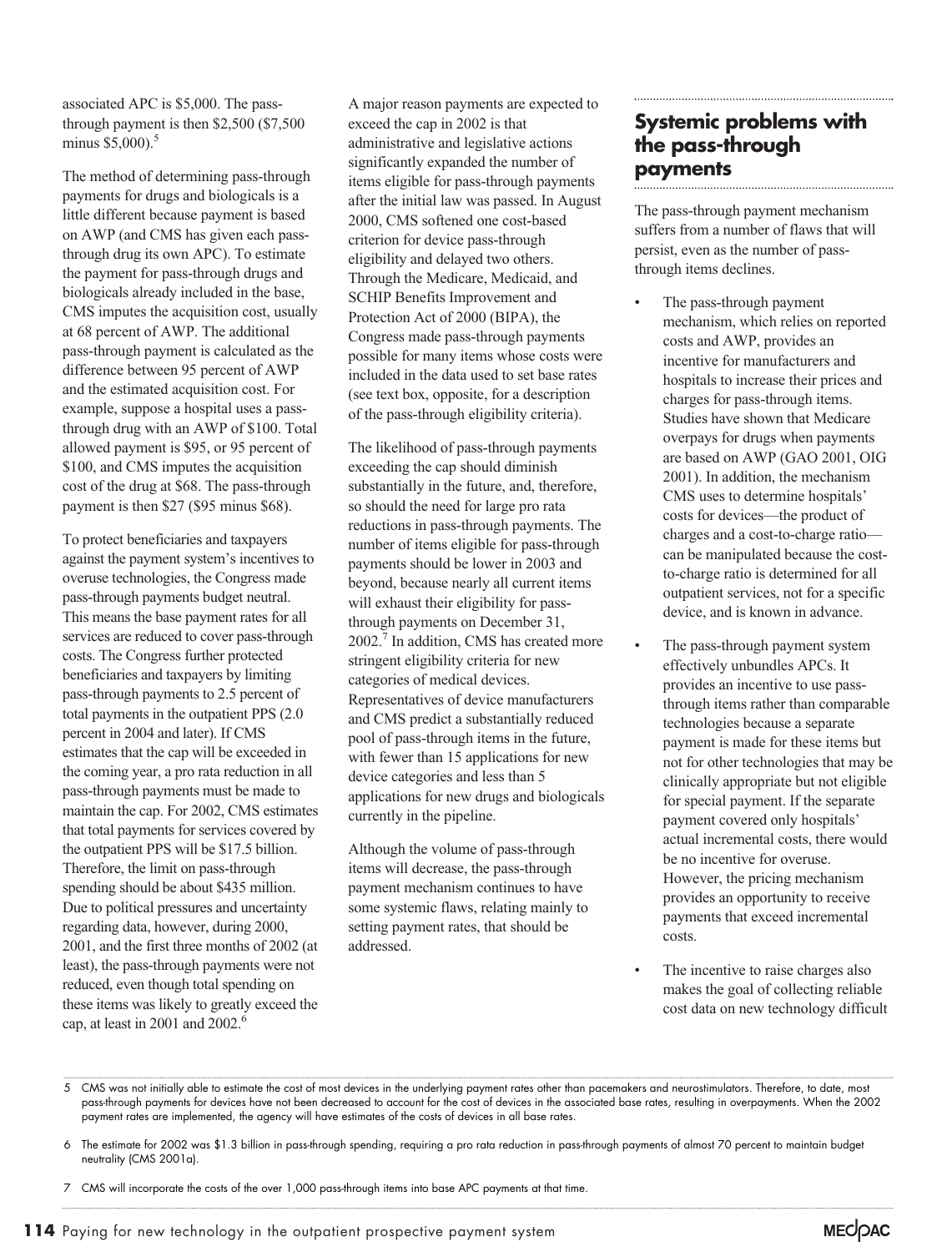associated APC is $5,000. The pass-through payment is then $2,500 ($7,500 minus $5,000).[5]

The method of determining pass-through payments for drugs and biologicals is a little different because payment is based on AWP (and CMS has given each pass-through drug its own APC). To estimate the payment for pass-through drugs and biologicals already included in the base, CMS imputes the acquisition cost, usually at 68 percent of AWP. The additional pass-through payment is calculated as the difference between 95 percent of AWP and the estimated acquisition cost. For example, suppose a hospital uses a pass-through drug with an AWP of $100. Total allowed payment is $95, or 95 percent of $100, and CMS imputes the acquisition cost of the drug at $68. The pass-through payment is then $27 ($95 minus $68).

To protect beneficiaries and taxpayers against the payment system's incentives to overuse technologies, the Congress made pass-through payments budget neutral. This means the base payment rates for all services are reduced to cover pass-through costs. The Congress further protected beneficiaries and taxpayers by limiting pass-through payments to 2.5 percent of total payments in the outpatient PPS (2.0 percent in 2004 and later). If CMS estimates that the cap will be exceeded in the coming year, a pro rata reduction in all pass-through payments must be made to maintain the cap. For 2002, CMS estimates that total payments for services covered by the outpatient PPS will be $17.5 billion. Therefore, the limit on pass-through spending should be about $435 million. Due to political pressures and uncertainty regarding data, however, during 2000, 2001, and the first three months of 2002 (at least), the pass-through payments were not reduced, even though total spending on these items was likely to greatly exceed the cap, at least in 2001 and 2002.[6]

A major reason payments are expected to exceed the cap in 2002 is that administrative and legislative actions significantly expanded the number of items eligible for pass-through payments after the initial law was passed. In August 2000, CMS softened one cost-based criterion for device pass-through eligibility and delayed two others. Through the Medicare, Medicaid, and SCHIP Benefits Improvement and Protection Act of 2000 (BIPA), the Congress made pass-through payments possible for many items whose costs were included in the data used to set base rates (see text box, opposite, for a description of the pass-through eligibility criteria).

The likelihood of pass-through payments exceeding the cap should diminish substantially in the future, and, therefore, so should the need for large pro rata reductions in pass-through payments. The number of items eligible for pass-through payments should be lower in 2003 and beyond, because nearly all current items will exhaust their eligibility for pass-through payments on December 31, 2002.[7] In addition, CMS has created more stringent eligibility criteria for new categories of medical devices. Representatives of device manufacturers and CMS predict a substantially reduced pool of pass-through items in the future, with fewer than 15 applications for new device categories and less than 5 applications for new drugs and biologicals currently in the pipeline.

Although the volume of pass-through items will decrease, the pass-through payment mechanism continues to have some systemic flaws, relating mainly to setting payment rates, that should be addressed.

## Systemic problems with the pass-through payments

The pass-through payment mechanism suffers from a number of flaws that will persist, even as the number of pass-through items declines.

- The pass-through payment mechanism, which relies on reported costs and AWP, provides an incentive for manufacturers and hospitals to increase their prices and charges for pass-through items. Studies have shown that Medicare overpays for drugs when payments are based on AWP (GAO 2001, OIG 2001). In addition, the mechanism CMS uses to determine hospitals' costs for devices—the product of charges and a cost-to-charge ratio—can be manipulated because the cost-to-charge ratio is determined for all outpatient services, not for a specific device, and is known in advance.
- The pass-through payment system effectively unbundles APCs. It provides an incentive to use pass-through items rather than comparable technologies because a separate payment is made for these items but not for other technologies that may be clinically appropriate but not eligible for special payment. If the separate payment covered only hospitals' actual incremental costs, there would be no incentive for overuse. However, the pricing mechanism provides an opportunity to receive payments that exceed incremental costs.
- The incentive to raise charges also makes the goal of collecting reliable cost data on new technology difficult

---

5 CMS was not initially able to estimate the cost of most devices in the underlying payment rates other than pacemakers and neurostimulators. Therefore, to date, most pass-through payments for devices have not been decreased to account for the cost of devices in the associated base rates, resulting in overpayments. When the 2002 payment rates are implemented, the agency will have estimates of the costs of devices in all base rates.

6 The estimate for 2002 was $1.3 billion in pass-through spending, requiring a pro rata reduction in pass-through payments of almost 70 percent to maintain budget neutrality (CMS 2001a).

7 CMS will incorporate the costs of the over 1,000 pass-through items into base APC payments at that time.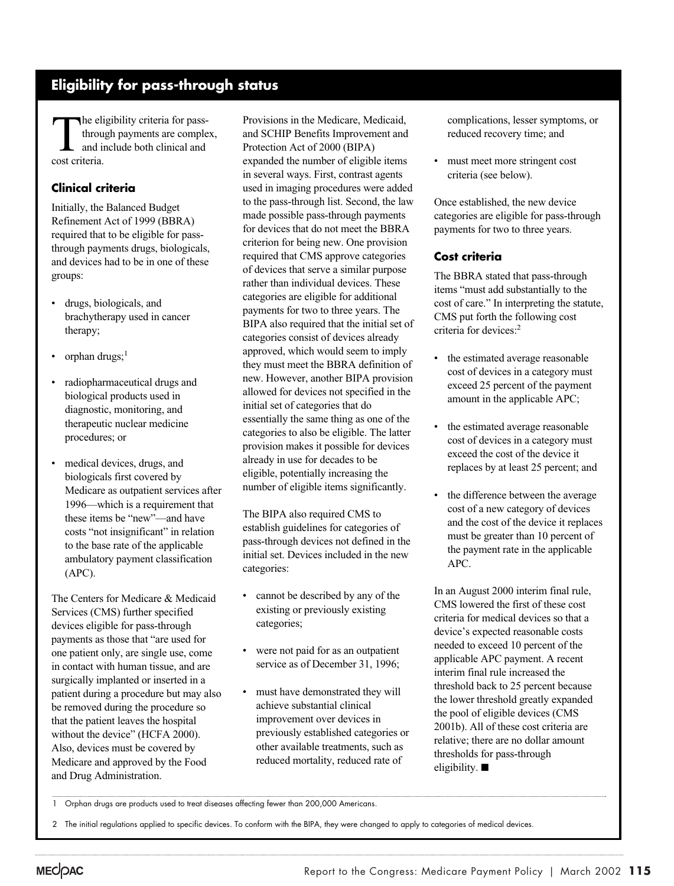## Eligibility for pass-through status

The eligibility criteria for pass-through payments are complex, and include both clinical and cost criteria.

### Clinical criteria

Initially, the Balanced Budget Refinement Act of 1999 (BBRA) required that to be eligible for pass-through payments drugs, biologicals, and devices had to be in one of these groups:

- drugs, biologicals, and brachytherapy used in cancer therapy;
- orphan drugs;[1]
- radiopharmaceutical drugs and biological products used in diagnostic, monitoring, and therapeutic nuclear medicine procedures; or
- medical devices, drugs, and biologicals first covered by Medicare as outpatient services after 1996—which is a requirement that these items be "new"—and have costs "not insignificant" in relation to the base rate of the applicable ambulatory payment classification (APC).

The Centers for Medicare & Medicaid Services (CMS) further specified devices eligible for pass-through payments as those that "are used for one patient only, are single use, come in contact with human tissue, and are surgically implanted or inserted in a patient during a procedure but may also be removed during the procedure so that the patient leaves the hospital without the device" (HCFA 2000). Also, devices must be covered by Medicare and approved by the Food and Drug Administration.

Provisions in the Medicare, Medicaid, and SCHIP Benefits Improvement and Protection Act of 2000 (BIPA) expanded the number of eligible items in several ways. First, contrast agents used in imaging procedures were added to the pass-through list. Second, the law made possible pass-through payments for devices that do not meet the BBRA criterion for being new. One provision required that CMS approve categories of devices that serve a similar purpose rather than individual devices. These categories are eligible for additional payments for two to three years. The BIPA also required that the initial set of categories consist of devices already approved, which would seem to imply they must meet the BBRA definition of new. However, another BIPA provision allowed for devices not specified in the initial set of categories that do essentially the same thing as one of the categories to also be eligible. The latter provision makes it possible for devices already in use for decades to be eligible, potentially increasing the number of eligible items significantly.

The BIPA also required CMS to establish guidelines for categories of pass-through devices not defined in the initial set. Devices included in the new categories:

- cannot be described by any of the existing or previously existing categories;
- were not paid for as an outpatient service as of December 31, 1996;
- must have demonstrated they will achieve substantial clinical improvement over devices in previously established categories or other available treatments, such as reduced mortality, reduced rate of complications, lesser symptoms, or reduced recovery time; and
- must meet more stringent cost criteria (see below).

Once established, the new device categories are eligible for pass-through payments for two to three years.

### Cost criteria

The BBRA stated that pass-through items "must add substantially to the cost of care." In interpreting the statute, CMS put forth the following cost criteria for devices:[2]

- the estimated average reasonable cost of devices in a category must exceed 25 percent of the payment amount in the applicable APC;
- the estimated average reasonable cost of devices in a category must exceed the cost of the device it replaces by at least 25 percent; and
- the difference between the average cost of a new category of devices and the cost of the device it replaces must be greater than 10 percent of the payment rate in the applicable APC.

In an August 2000 interim final rule, CMS lowered the first of these cost criteria for medical devices so that a device's expected reasonable costs needed to exceed 10 percent of the applicable APC payment. A recent interim final rule increased the threshold back to 25 percent because the lower threshold greatly expanded the pool of eligible devices (CMS 2001b). All of these cost criteria are relative; there are no dollar amount thresholds for pass-through eligibility. ■

1 Orphan drugs are products used to treat diseases affecting fewer than 200,000 Americans.

2 The initial regulations applied to specific devices. To conform with the BIPA, they were changed to apply to categories of medical devices.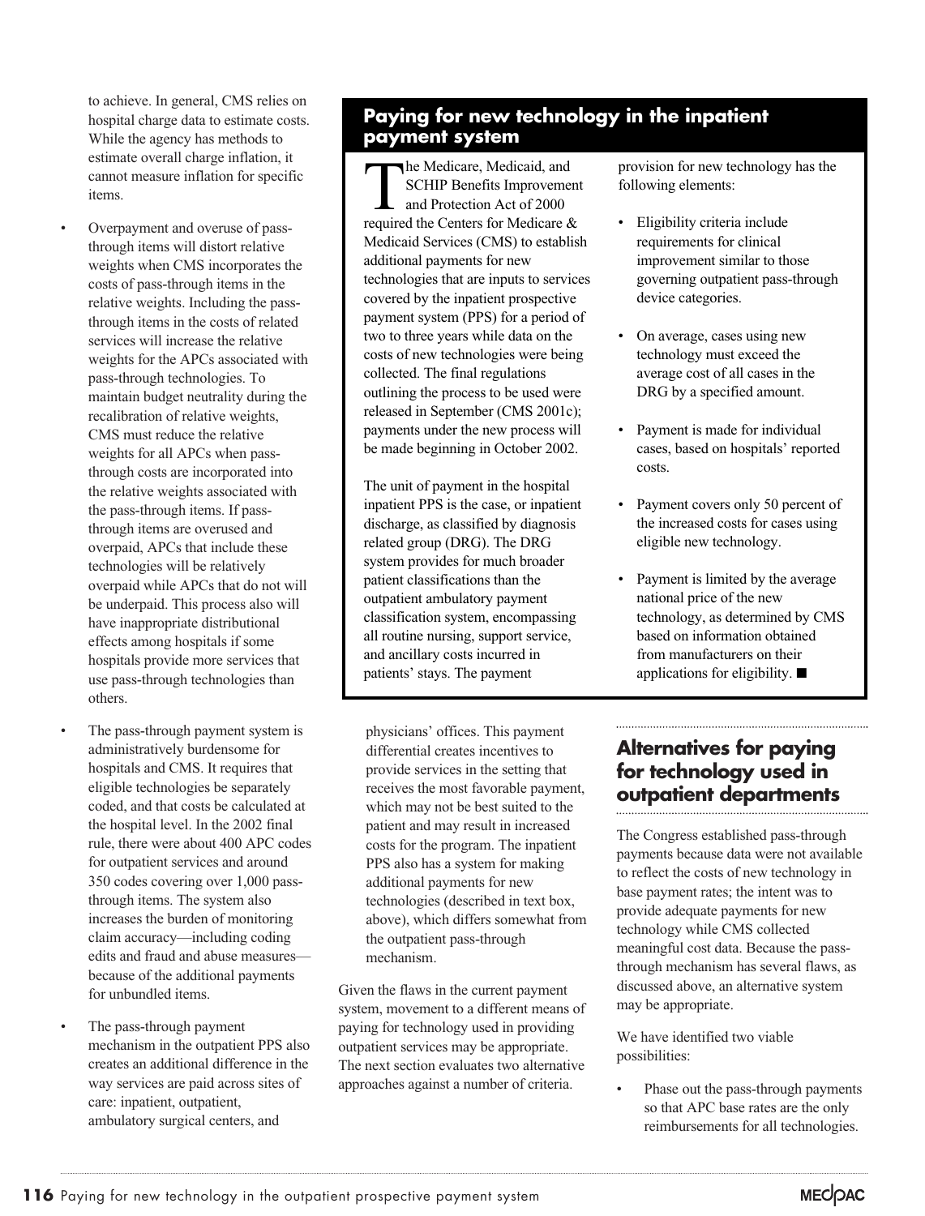to achieve. In general, CMS relies on hospital charge data to estimate costs. While the agency has methods to estimate overall charge inflation, it cannot measure inflation for specific items.

- Overpayment and overuse of pass-through items will distort relative weights when CMS incorporates the costs of pass-through items in the relative weights. Including the pass-through items in the costs of related services will increase the relative weights for the APCs associated with pass-through technologies. To maintain budget neutrality during the recalibration of relative weights, CMS must reduce the relative weights for all APCs when pass-through costs are incorporated into the relative weights associated with the pass-through items. If pass-through items are overused and overpaid, APCs that include these technologies will be relatively overpaid while APCs that do not will be underpaid. This process also will have inappropriate distributional effects among hospitals if some hospitals provide more services that use pass-through technologies than others.

- The pass-through payment system is administratively burdensome for hospitals and CMS. It requires that eligible technologies be separately coded, and that costs be calculated at the hospital level. In the 2002 final rule, there were about 400 APC codes for outpatient services and around 350 codes covering over 1,000 pass-through items. The system also increases the burden of monitoring claim accuracy—including coding edits and fraud and abuse measures—because of the additional payments for unbundled items.

- The pass-through payment mechanism in the outpatient PPS also creates an additional difference in the way services are paid across sites of care: inpatient, outpatient, ambulatory surgical centers, and physicians' offices. This payment differential creates incentives to provide services in the setting that receives the most favorable payment, which may not be best suited to the patient and may result in increased costs for the program. The inpatient PPS also has a system for making additional payments for new technologies (described in text box, above), which differs somewhat from the outpatient pass-through mechanism.

Given the flaws in the current payment system, movement to a different means of paying for technology used in providing outpatient services may be appropriate. The next section evaluates two alternative approaches against a number of criteria.

> ### Paying for new technology in the inpatient payment system
>
> The Medicare, Medicaid, and SCHIP Benefits Improvement and Protection Act of 2000 required the Centers for Medicare & Medicaid Services (CMS) to establish additional payments for new technologies that are inputs to services covered by the inpatient prospective payment system (PPS) for a period of two to three years while data on the costs of new technologies were being collected. The final regulations outlining the process to be used were released in September (CMS 2001c); payments under the new process will be made beginning in October 2002.
>
> The unit of payment in the hospital inpatient PPS is the case, or inpatient discharge, as classified by diagnosis related group (DRG). The DRG system provides for much broader patient classifications than the outpatient ambulatory payment classification system, encompassing all routine nursing, support service, and ancillary costs incurred in patients' stays. The payment provision for new technology has the following elements:
>
> - Eligibility criteria include requirements for clinical improvement similar to those governing outpatient pass-through device categories.
> - On average, cases using new technology must exceed the average cost of all cases in the DRG by a specified amount.
> - Payment is made for individual cases, based on hospitals' reported costs.
> - Payment covers only 50 percent of the increased costs for cases using eligible new technology.
> - Payment is limited by the average national price of the new technology, as determined by CMS based on information obtained from manufacturers on their applications for eligibility. ■

## Alternatives for paying for technology used in outpatient departments

The Congress established pass-through payments because data were not available to reflect the costs of new technology in base payment rates; the intent was to provide adequate payments for new technology while CMS collected meaningful cost data. Because the pass-through mechanism has several flaws, as discussed above, an alternative system may be appropriate.

We have identified two viable possibilities:

- Phase out the pass-through payments so that APC base rates are the only reimbursements for all technologies.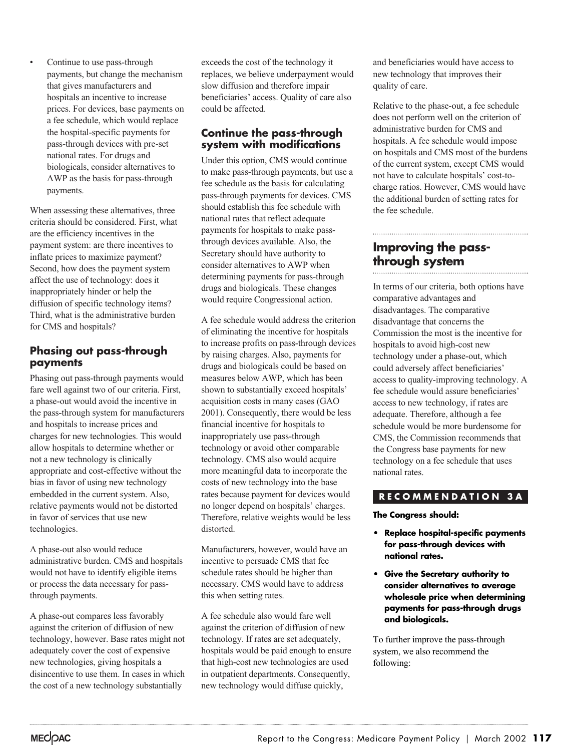- Continue to use pass-through payments, but change the mechanism that gives manufacturers and hospitals an incentive to increase prices. For devices, base payments on a fee schedule, which would replace the hospital-specific payments for pass-through devices with pre-set national rates. For drugs and biologicals, consider alternatives to AWP as the basis for pass-through payments.

When assessing these alternatives, three criteria should be considered. First, what are the efficiency incentives in the payment system: are there incentives to inflate prices to maximize payment? Second, how does the payment system affect the use of technology: does it inappropriately hinder or help the diffusion of specific technology items? Third, what is the administrative burden for CMS and hospitals?

### Phasing out pass-through payments

Phasing out pass-through payments would fare well against two of our criteria. First, a phase-out would avoid the incentive in the pass-through system for manufacturers and hospitals to increase prices and charges for new technologies. This would allow hospitals to determine whether or not a new technology is clinically appropriate and cost-effective without the bias in favor of using new technology embedded in the current system. Also, relative payments would not be distorted in favor of services that use new technologies.

A phase-out also would reduce administrative burden. CMS and hospitals would not have to identify eligible items or process the data necessary for pass-through payments.

A phase-out compares less favorably against the criterion of diffusion of new technology, however. Base rates might not adequately cover the cost of expensive new technologies, giving hospitals a disincentive to use them. In cases in which the cost of a new technology substantially exceeds the cost of the technology it replaces, we believe underpayment would slow diffusion and therefore impair beneficiaries' access. Quality of care also could be affected.

### Continue the pass-through system with modifications

Under this option, CMS would continue to make pass-through payments, but use a fee schedule as the basis for calculating pass-through payments for devices. CMS should establish this fee schedule with national rates that reflect adequate payments for hospitals to make pass-through devices available. Also, the Secretary should have authority to consider alternatives to AWP when determining payments for pass-through drugs and biologicals. These changes would require Congressional action.

A fee schedule would address the criterion of eliminating the incentive for hospitals to increase profits on pass-through devices by raising charges. Also, payments for drugs and biologicals could be based on measures below AWP, which has been shown to substantially exceed hospitals' acquisition costs in many cases (GAO 2001). Consequently, there would be less financial incentive for hospitals to inappropriately use pass-through technology or avoid other comparable technology. CMS also would acquire more meaningful data to incorporate the costs of new technology into the base rates because payment for devices would no longer depend on hospitals' charges. Therefore, relative weights would be less distorted.

Manufacturers, however, would have an incentive to persuade CMS that fee schedule rates should be higher than necessary. CMS would have to address this when setting rates.

A fee schedule also would fare well against the criterion of diffusion of new technology. If rates are set adequately, hospitals would be paid enough to ensure that high-cost new technologies are used in outpatient departments. Consequently, new technology would diffuse quickly, and beneficiaries would have access to new technology that improves their quality of care.

Relative to the phase-out, a fee schedule does not perform well on the criterion of administrative burden for CMS and hospitals. A fee schedule would impose on hospitals and CMS most of the burdens of the current system, except CMS would not have to calculate hospitals' cost-to-charge ratios. However, CMS would have the additional burden of setting rates for the fee schedule.

## Improving the pass-through system

In terms of our criteria, both options have comparative advantages and disadvantages. The comparative disadvantage that concerns the Commission the most is the incentive for hospitals to avoid high-cost new technology under a phase-out, which could adversely affect beneficiaries' access to quality-improving technology. A fee schedule would assure beneficiaries' access to new technology, if rates are adequate. Therefore, although a fee schedule would be more burdensome for CMS, the Commission recommends that the Congress base payments for new technology on a fee schedule that uses national rates.

**RECOMMENDATION 3A**

**The Congress should:**

- **Replace hospital-specific payments for pass-through devices with national rates.**
- **Give the Secretary authority to consider alternatives to average wholesale price when determining payments for pass-through drugs and biologicals.**

To further improve the pass-through system, we also recommend the following: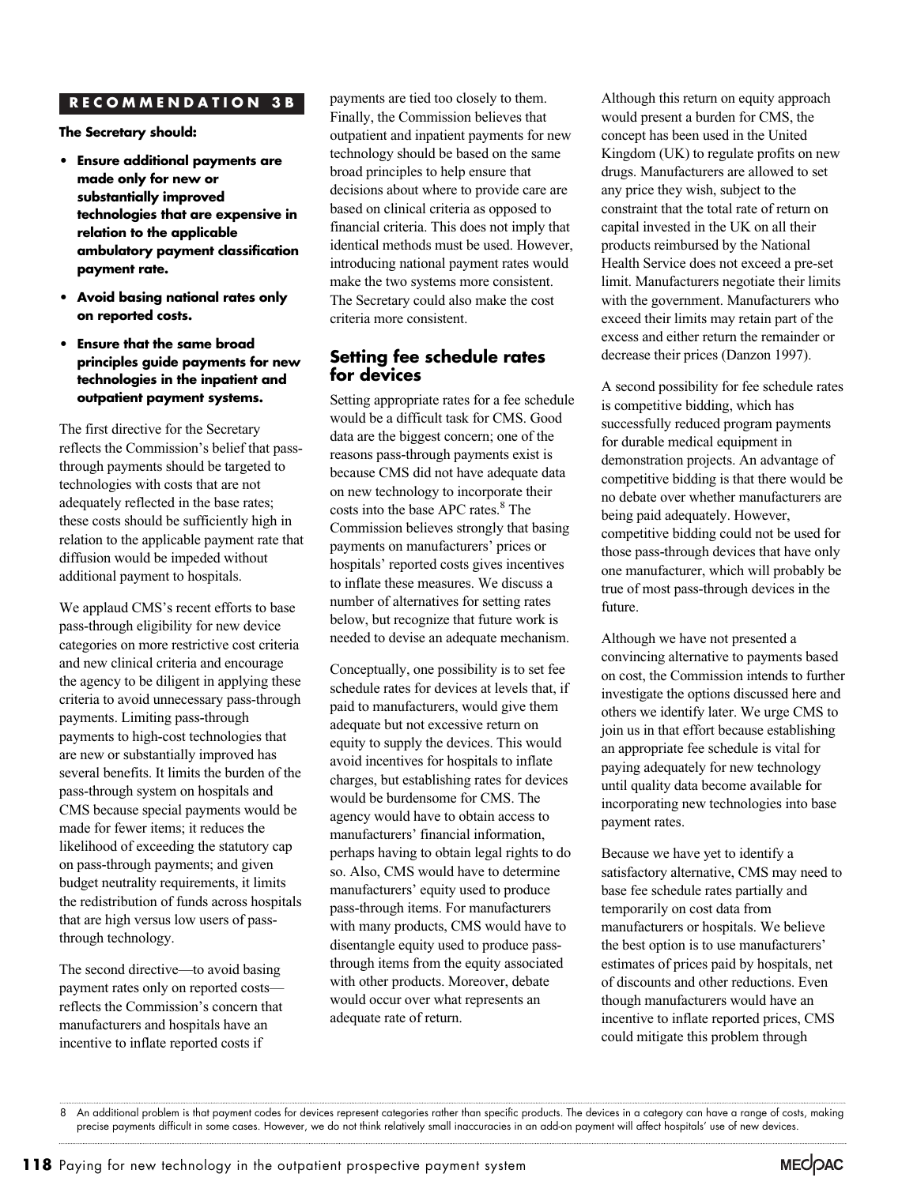**RECOMMENDATION 3B**

**The Secretary should:**

- **Ensure additional payments are made only for new or substantially improved technologies that are expensive in relation to the applicable ambulatory payment classification payment rate.**
- **Avoid basing national rates only on reported costs.**
- **Ensure that the same broad principles guide payments for new technologies in the inpatient and outpatient payment systems.**

The first directive for the Secretary reflects the Commission's belief that pass-through payments should be targeted to technologies with costs that are not adequately reflected in the base rates; these costs should be sufficiently high in relation to the applicable payment rate that diffusion would be impeded without additional payment to hospitals.

We applaud CMS's recent efforts to base pass-through eligibility for new device categories on more restrictive cost criteria and new clinical criteria and encourage the agency to be diligent in applying these criteria to avoid unnecessary pass-through payments. Limiting pass-through payments to high-cost technologies that are new or substantially improved has several benefits. It limits the burden of the pass-through system on hospitals and CMS because special payments would be made for fewer items; it reduces the likelihood of exceeding the statutory cap on pass-through payments; and given budget neutrality requirements, it limits the redistribution of funds across hospitals that are high versus low users of pass-through technology.

The second directive—to avoid basing payment rates only on reported costs—reflects the Commission's concern that manufacturers and hospitals have an incentive to inflate reported costs if payments are tied too closely to them. Finally, the Commission believes that outpatient and inpatient payments for new technology should be based on the same broad principles to help ensure that decisions about where to provide care are based on clinical criteria as opposed to financial criteria. This does not imply that identical methods must be used. However, introducing national payment rates would make the two systems more consistent. The Secretary could also make the cost criteria more consistent.

## Setting fee schedule rates for devices

Setting appropriate rates for a fee schedule would be a difficult task for CMS. Good data are the biggest concern; one of the reasons pass-through payments exist is because CMS did not have adequate data on new technology to incorporate their costs into the base APC rates.[8] The Commission believes strongly that basing payments on manufacturers' prices or hospitals' reported costs gives incentives to inflate these measures. We discuss a number of alternatives for setting rates below, but recognize that future work is needed to devise an adequate mechanism.

Conceptually, one possibility is to set fee schedule rates for devices at levels that, if paid to manufacturers, would give them adequate but not excessive return on equity to supply the devices. This would avoid incentives for hospitals to inflate charges, but establishing rates for devices would be burdensome for CMS. The agency would have to obtain access to manufacturers' financial information, perhaps having to obtain legal rights to do so. Also, CMS would have to determine manufacturers' equity used to produce pass-through items. For manufacturers with many products, CMS would have to disentangle equity used to produce pass-through items from the equity associated with other products. Moreover, debate would occur over what represents an adequate rate of return.

Although this return on equity approach would present a burden for CMS, the concept has been used in the United Kingdom (UK) to regulate profits on new drugs. Manufacturers are allowed to set any price they wish, subject to the constraint that the total rate of return on capital invested in the UK on all their products reimbursed by the National Health Service does not exceed a pre-set limit. Manufacturers negotiate their limits with the government. Manufacturers who exceed their limits may retain part of the excess and either return the remainder or decrease their prices (Danzon 1997).

A second possibility for fee schedule rates is competitive bidding, which has successfully reduced program payments for durable medical equipment in demonstration projects. An advantage of competitive bidding is that there would be no debate over whether manufacturers are being paid adequately. However, competitive bidding could not be used for those pass-through devices that have only one manufacturer, which will probably be true of most pass-through devices in the future.

Although we have not presented a convincing alternative to payments based on cost, the Commission intends to further investigate the options discussed here and others we identify later. We urge CMS to join us in that effort because establishing an appropriate fee schedule is vital for paying adequately for new technology until quality data become available for incorporating new technologies into base payment rates.

Because we have yet to identify a satisfactory alternative, CMS may need to base fee schedule rates partially and temporarily on cost data from manufacturers or hospitals. We believe the best option is to use manufacturers' estimates of prices paid by hospitals, net of discounts and other reductions. Even though manufacturers would have an incentive to inflate reported prices, CMS could mitigate this problem through

---

8 An additional problem is that payment codes for devices represent categories rather than specific products. The devices in a category can have a range of costs, making precise payments difficult in some cases. However, we do not think relatively small inaccuracies in an add-on payment will affect hospitals' use of new devices.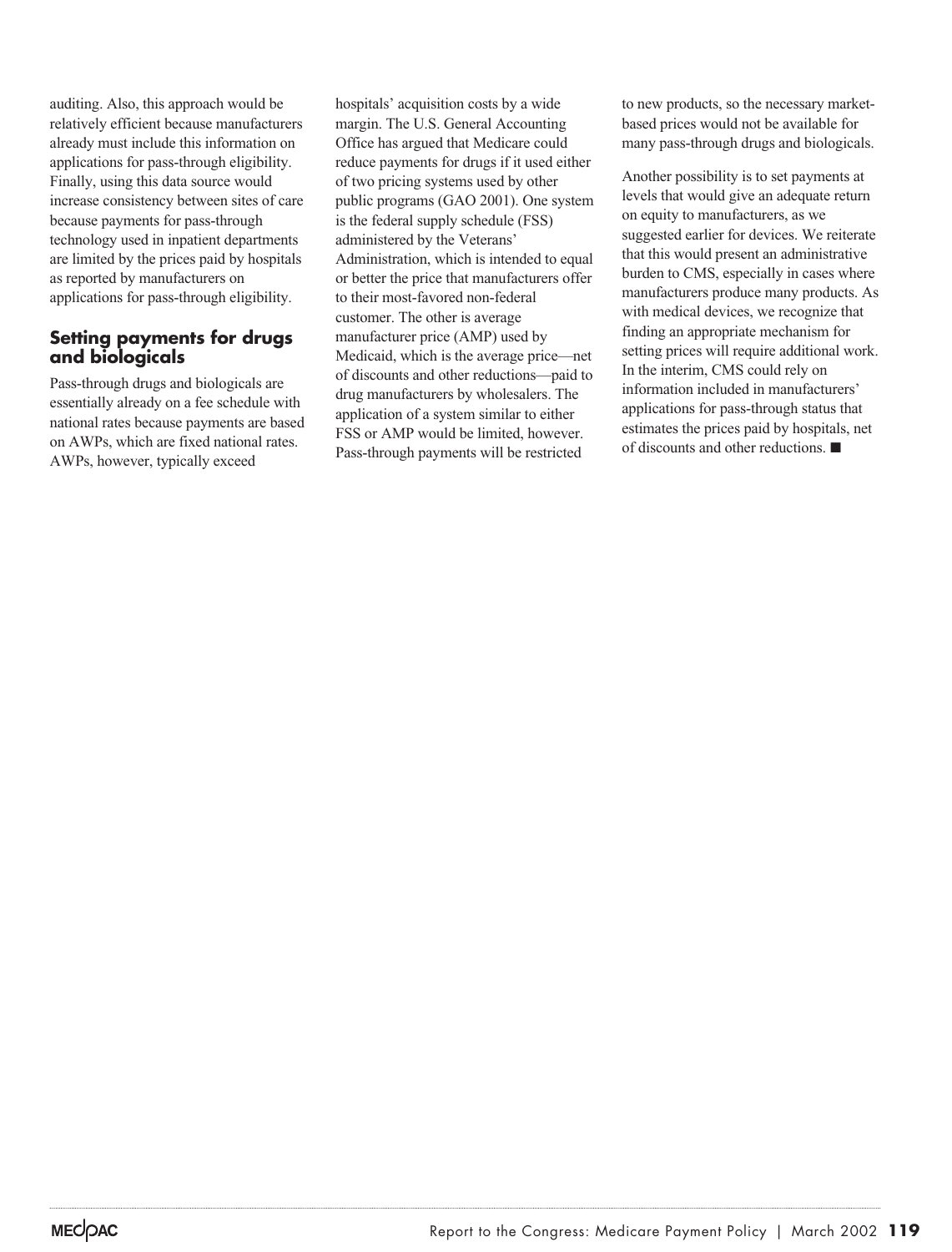auditing. Also, this approach would be relatively efficient because manufacturers already must include this information on applications for pass-through eligibility. Finally, using this data source would increase consistency between sites of care because payments for pass-through technology used in inpatient departments are limited by the prices paid by hospitals as reported by manufacturers on applications for pass-through eligibility.

## Setting payments for drugs and biologicals

Pass-through drugs and biologicals are essentially already on a fee schedule with national rates because payments are based on AWPs, which are fixed national rates. AWPs, however, typically exceed hospitals' acquisition costs by a wide margin. The U.S. General Accounting Office has argued that Medicare could reduce payments for drugs if it used either of two pricing systems used by other public programs (GAO 2001). One system is the federal supply schedule (FSS) administered by the Veterans' Administration, which is intended to equal or better the price that manufacturers offer to their most-favored non-federal customer. The other is average manufacturer price (AMP) used by Medicaid, which is the average price—net of discounts and other reductions—paid to drug manufacturers by wholesalers. The application of a system similar to either FSS or AMP would be limited, however. Pass-through payments will be restricted to new products, so the necessary market-based prices would not be available for many pass-through drugs and biologicals.

Another possibility is to set payments at levels that would give an adequate return on equity to manufacturers, as we suggested earlier for devices. We reiterate that this would present an administrative burden to CMS, especially in cases where manufacturers produce many products. As with medical devices, we recognize that finding an appropriate mechanism for setting prices will require additional work. In the interim, CMS could rely on information included in manufacturers' applications for pass-through status that estimates the prices paid by hospitals, net of discounts and other reductions. ■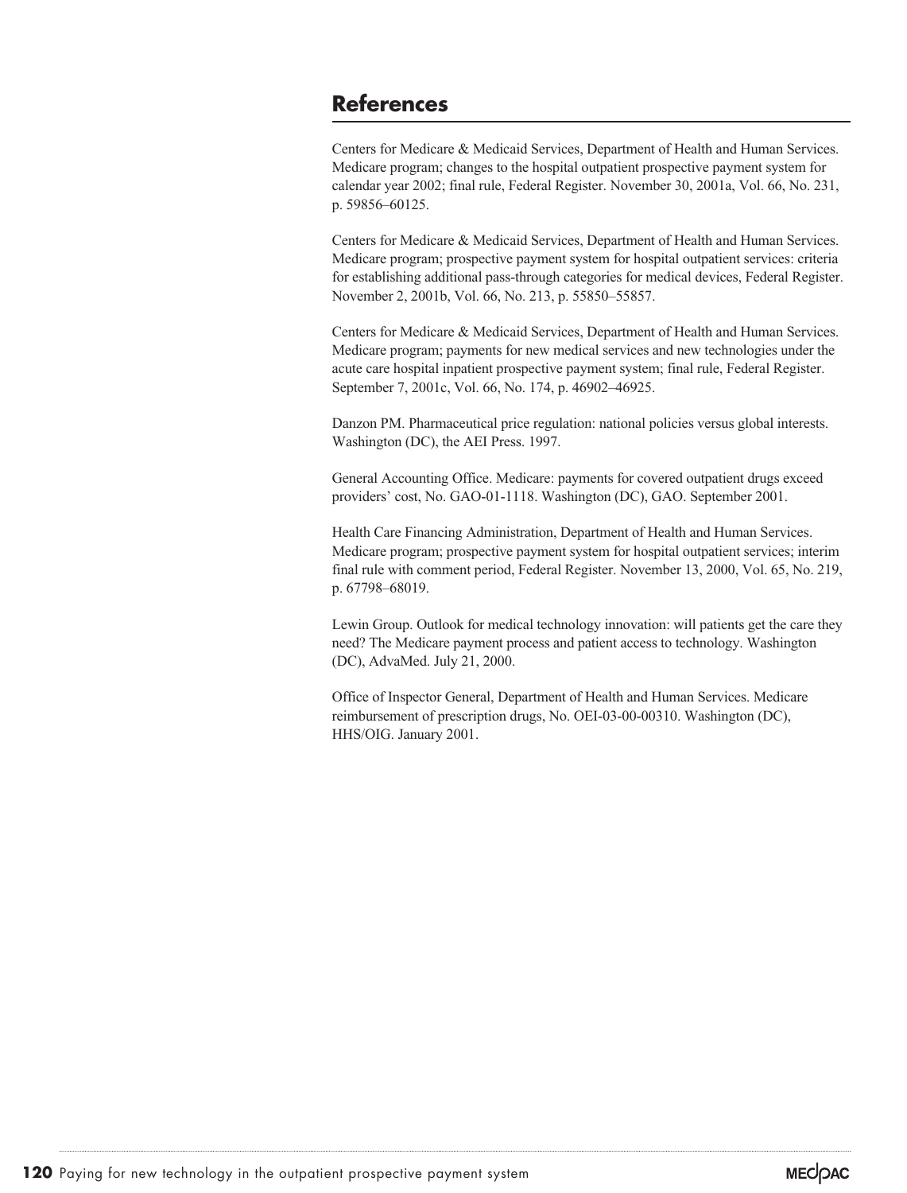## References

Centers for Medicare & Medicaid Services, Department of Health and Human Services. Medicare program; changes to the hospital outpatient prospective payment system for calendar year 2002; final rule, Federal Register. November 30, 2001a, Vol. 66, No. 231, p. 59856–60125.

Centers for Medicare & Medicaid Services, Department of Health and Human Services. Medicare program; prospective payment system for hospital outpatient services: criteria for establishing additional pass-through categories for medical devices, Federal Register. November 2, 2001b, Vol. 66, No. 213, p. 55850–55857.

Centers for Medicare & Medicaid Services, Department of Health and Human Services. Medicare program; payments for new medical services and new technologies under the acute care hospital inpatient prospective payment system; final rule, Federal Register. September 7, 2001c, Vol. 66, No. 174, p. 46902–46925.

Danzon PM. Pharmaceutical price regulation: national policies versus global interests. Washington (DC), the AEI Press. 1997.

General Accounting Office. Medicare: payments for covered outpatient drugs exceed providers' cost, No. GAO-01-1118. Washington (DC), GAO. September 2001.

Health Care Financing Administration, Department of Health and Human Services. Medicare program; prospective payment system for hospital outpatient services; interim final rule with comment period, Federal Register. November 13, 2000, Vol. 65, No. 219, p. 67798–68019.

Lewin Group. Outlook for medical technology innovation: will patients get the care they need? The Medicare payment process and patient access to technology. Washington (DC), AdvaMed. July 21, 2000.

Office of Inspector General, Department of Health and Human Services. Medicare reimbursement of prescription drugs, No. OEI-03-00-00310. Washington (DC), HHS/OIG. January 2001.